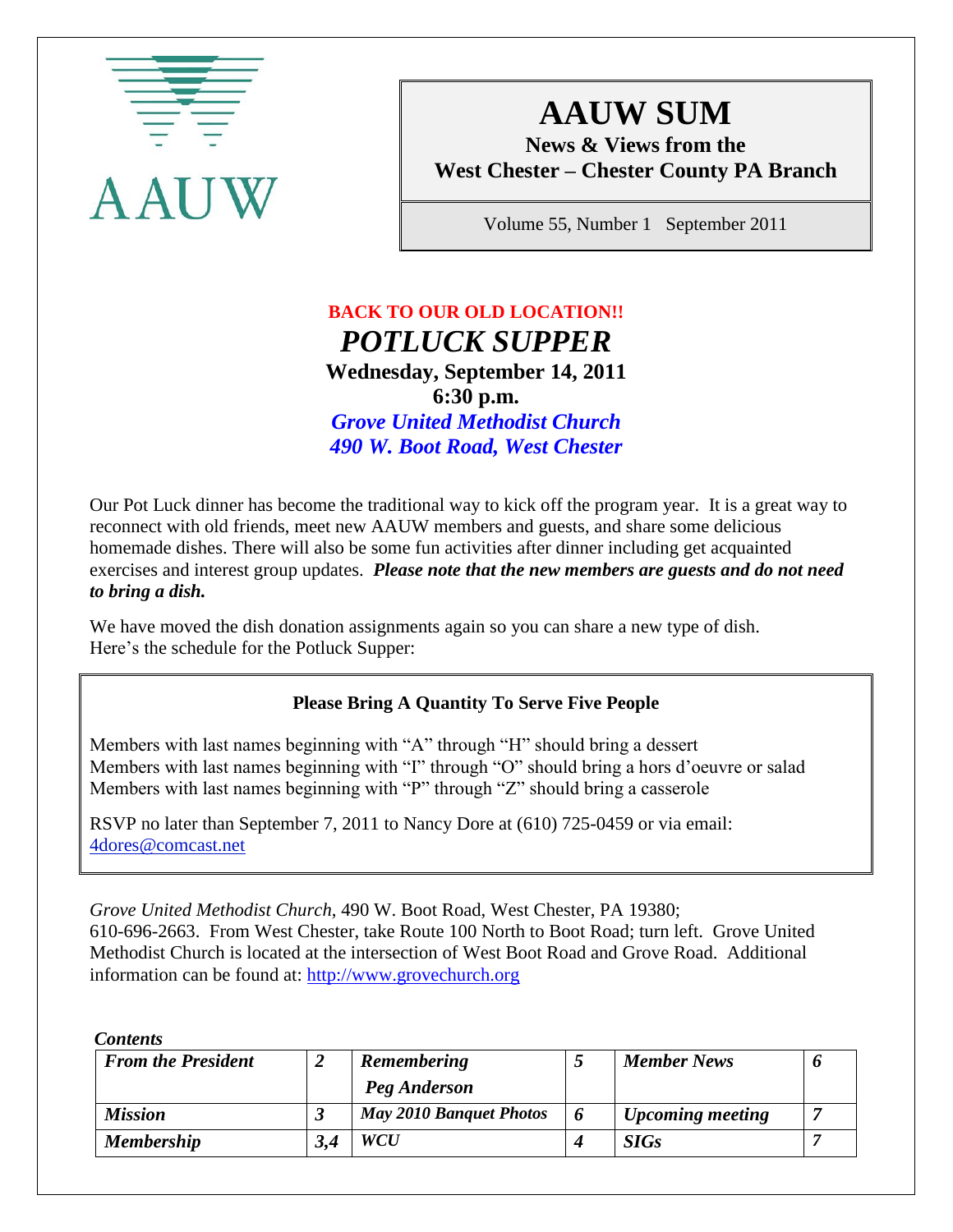AAUW

# AAUW SUM

**News & Views from the West Chester – Chester County PA Branch**

Volume 55, Number 1 September 2011

**BACK TO OUR OLD LOCATION!!**

## *POTLUCK SUPPER*

**Wednesday, September 14, 2011**

**6:30 p.m.**

***Grove United Methodist Church***

***490 W. Boot Road, West Chester***

Our Pot Luck dinner has become the traditional way to kick off the program year. It is a great way to reconnect with old friends, meet new AAUW members and guests, and share some delicious homemade dishes. There will also be some fun activities after dinner including get acquainted exercises and interest group updates. ***Please note that the new members are guests and do not need to bring a dish.***

We have moved the dish donation assignments again so you can share a new type of dish. Here's the schedule for the Potluck Supper:

**Please Bring A Quantity To Serve Five People**

Members with last names beginning with "A" through "H" should bring a dessert
Members with last names beginning with "I" through "O" should bring a hors d'oeuvre or salad
Members with last names beginning with "P" through "Z" should bring a casserole

RSVP no later than September 7, 2011 to Nancy Dore at (610) 725-0459 or via email: 4dores@comcast.net

*Grove United Methodist Church*, 490 W. Boot Road, West Chester, PA 19380; 610-696-2663. From West Chester, take Route 100 North to Boot Road; turn left. Grove United Methodist Church is located at the intersection of West Boot Road and Grove Road. Additional information can be found at: http://www.grovechurch.org

***Contents***

| | | | | | |
|---|---|---|---|---|---|
| ***From the President*** | ***2*** | ***Remembering Peg Anderson*** | ***5*** | ***Member News*** | ***6*** |
| ***Mission*** | ***3*** | ***May 2010 Banquet Photos*** | ***6*** | ***Upcoming meeting*** | ***7*** |
| ***Membership*** | ***3,4*** | ***WCU*** | ***4*** | ***SIGs*** | ***7*** |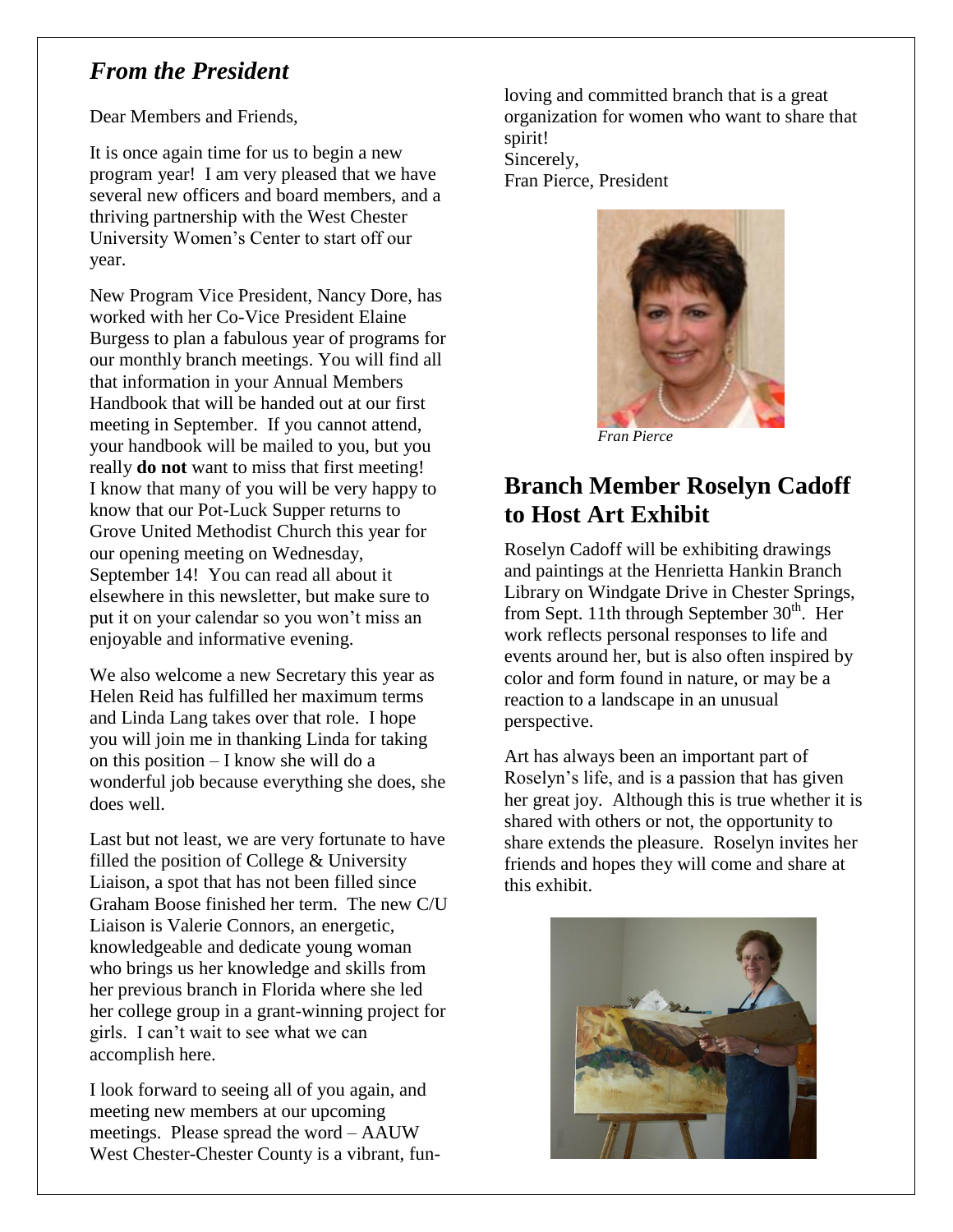## *From the President*

Dear Members and Friends,

It is once again time for us to begin a new program year! I am very pleased that we have several new officers and board members, and a thriving partnership with the West Chester University Women's Center to start off our year.

New Program Vice President, Nancy Dore, has worked with her Co-Vice President Elaine Burgess to plan a fabulous year of programs for our monthly branch meetings. You will find all that information in your Annual Members Handbook that will be handed out at our first meeting in September. If you cannot attend, your handbook will be mailed to you, but you really **do not** want to miss that first meeting! I know that many of you will be very happy to know that our Pot-Luck Supper returns to Grove United Methodist Church this year for our opening meeting on Wednesday, September 14! You can read all about it elsewhere in this newsletter, but make sure to put it on your calendar so you won't miss an enjoyable and informative evening.

We also welcome a new Secretary this year as Helen Reid has fulfilled her maximum terms and Linda Lang takes over that role. I hope you will join me in thanking Linda for taking on this position – I know she will do a wonderful job because everything she does, she does well.

Last but not least, we are very fortunate to have filled the position of College & University Liaison, a spot that has not been filled since Graham Boose finished her term. The new C/U Liaison is Valerie Connors, an energetic, knowledgeable and dedicate young woman who brings us her knowledge and skills from her previous branch in Florida where she led her college group in a grant-winning project for girls. I can't wait to see what we can accomplish here.

I look forward to seeing all of you again, and meeting new members at our upcoming meetings. Please spread the word – AAUW West Chester-Chester County is a vibrant, fun-loving and committed branch that is a great organization for women who want to share that spirit!

Sincerely,
Fran Pierce, President

*Fran Pierce*

## Branch Member Roselyn Cadoff to Host Art Exhibit

Roselyn Cadoff will be exhibiting drawings and paintings at the Henrietta Hankin Branch Library on Windgate Drive in Chester Springs, from Sept. 11th through September 30th. Her work reflects personal responses to life and events around her, but is also often inspired by color and form found in nature, or may be a reaction to a landscape in an unusual perspective.

Art has always been an important part of Roselyn's life, and is a passion that has given her great joy. Although this is true whether it is shared with others or not, the opportunity to share extends the pleasure. Roselyn invites her friends and hopes they will come and share at this exhibit.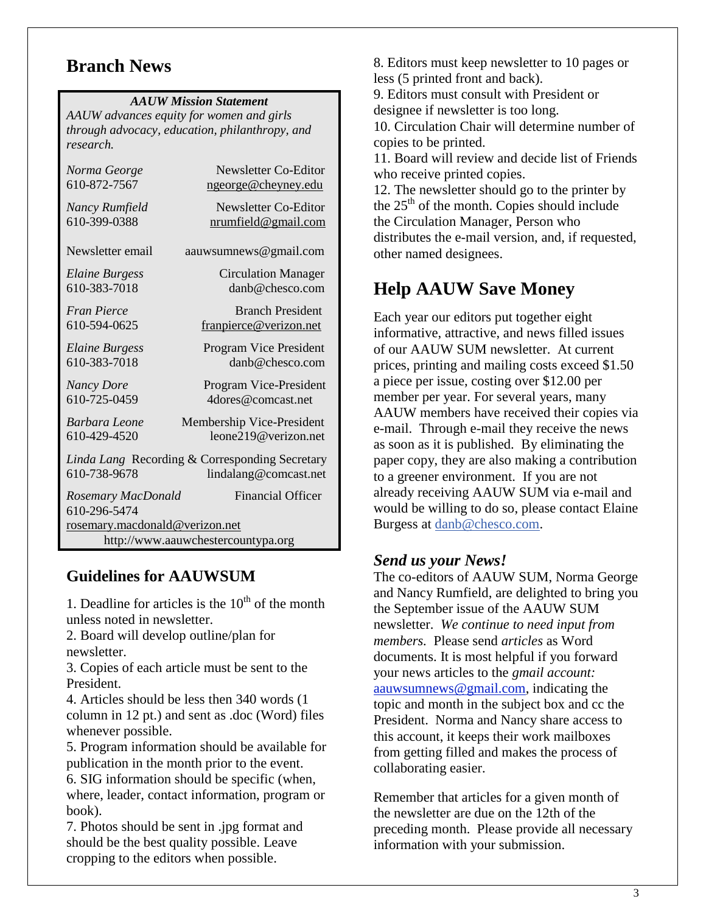## Branch News

**_AAUW Mission Statement_**

*AAUW advances equity for women and girls through advocacy, education, philanthropy, and research.*

*Norma George* — Newsletter Co-Editor
610-872-7567 — ngeorge@cheyney.edu

*Nancy Rumfield* — Newsletter Co-Editor
610-399-0388 — nrumfield@gmail.com

Newsletter email — aauwsumnews@gmail.com

*Elaine Burgess* — Circulation Manager
610-383-7018 — danb@chesco.com

*Fran Pierce* — Branch President
610-594-0625 — franpierce@verizon.net

*Elaine Burgess* — Program Vice President
610-383-7018 — danb@chesco.com

*Nancy Dore* — Program Vice-President
610-725-0459 — 4dores@comcast.net

*Barbara Leone* — Membership Vice-President
610-429-4520 — leone219@verizon.net

*Linda Lang* — Recording & Corresponding Secretary
610-738-9678 — lindalang@comcast.net

*Rosemary MacDonald* — Financial Officer
610-296-5474
rosemary.macdonald@verizon.net

http://www.aauwchestercountypa.org

### Guidelines for AAUWSUM

1. Deadline for articles is the 10th of the month unless noted in newsletter.
2. Board will develop outline/plan for newsletter.
3. Copies of each article must be sent to the President.
4. Articles should be less then 340 words (1 column in 12 pt.) and sent as .doc (Word) files whenever possible.
5. Program information should be available for publication in the month prior to the event.
6. SIG information should be specific (when, where, leader, contact information, program or book).
7. Photos should be sent in .jpg format and should be the best quality possible. Leave cropping to the editors when possible.
8. Editors must keep newsletter to 10 pages or less (5 printed front and back).
9. Editors must consult with President or designee if newsletter is too long.
10. Circulation Chair will determine number of copies to be printed.
11. Board will review and decide list of Friends who receive printed copies.
12. The newsletter should go to the printer by the 25th of the month. Copies should include the Circulation Manager, Person who distributes the e-mail version, and, if requested, other named designees.

## Help AAUW Save Money

Each year our editors put together eight informative, attractive, and news filled issues of our AAUW SUM newsletter. At current prices, printing and mailing costs exceed $1.50 a piece per issue, costing over $12.00 per member per year. For several years, many AAUW members have received their copies via e-mail. Through e-mail they receive the news as soon as it is published. By eliminating the paper copy, they are also making a contribution to a greener environment. If you are not already receiving AAUW SUM via e-mail and would be willing to do so, please contact Elaine Burgess at danb@chesco.com.

### *Send us your News!*

The co-editors of AAUW SUM, Norma George and Nancy Rumfield, are delighted to bring you the September issue of the AAUW SUM newsletter. *We continue to need input from members.* Please send *articles* as Word documents. It is most helpful if you forward your news articles to the *gmail account:* aauwsumnews@gmail.com, indicating the topic and month in the subject box and cc the President. Norma and Nancy share access to this account, it keeps their work mailboxes from getting filled and makes the process of collaborating easier.

Remember that articles for a given month of the newsletter are due on the 12th of the preceding month. Please provide all necessary information with your submission.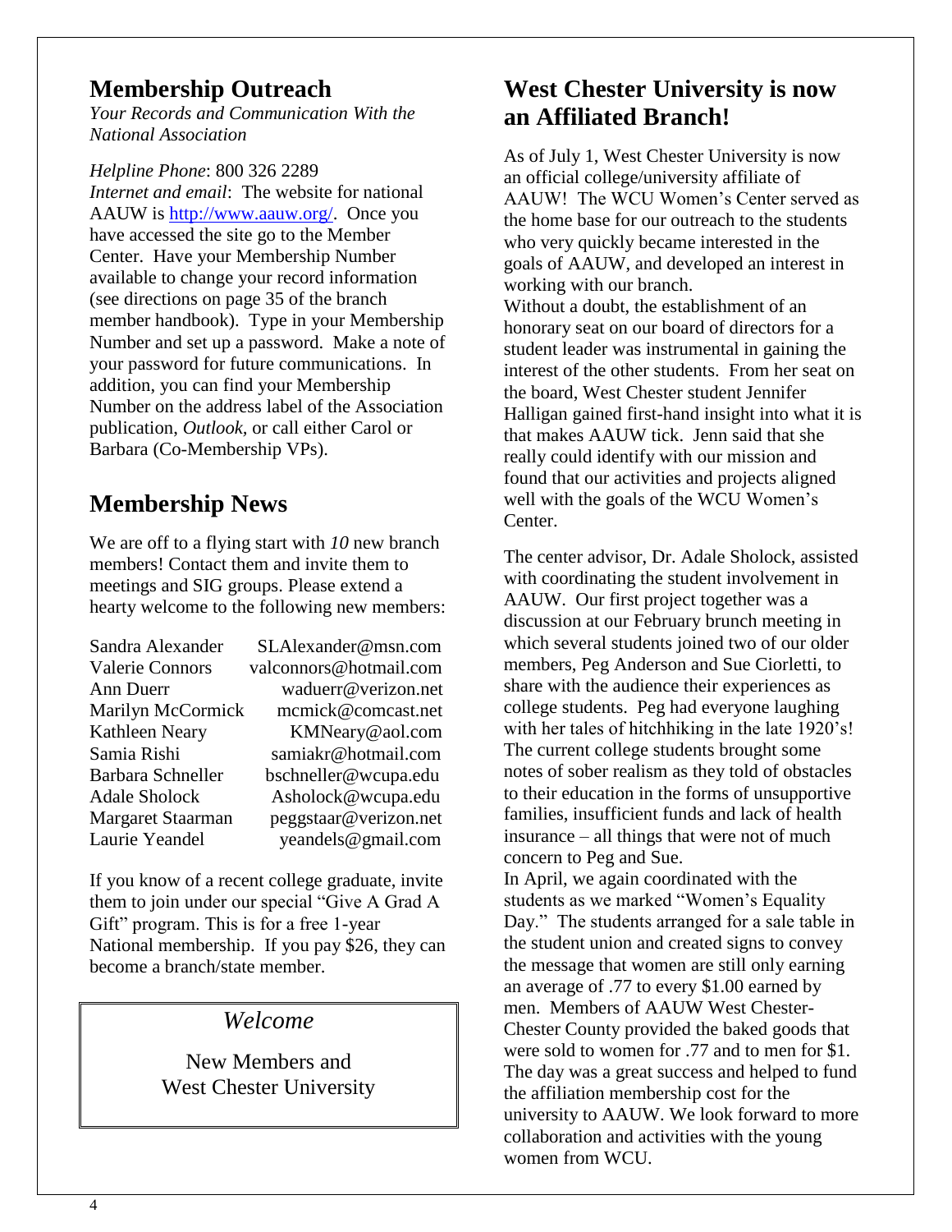## Membership Outreach

*Your Records and Communication With the National Association*

*Helpline Phone*: 800 326 2289

*Internet and email*: The website for national AAUW is http://www.aauw.org/. Once you have accessed the site go to the Member Center. Have your Membership Number available to change your record information (see directions on page 35 of the branch member handbook). Type in your Membership Number and set up a password. Make a note of your password for future communications. In addition, you can find your Membership Number on the address label of the Association publication, *Outlook*, or call either Carol or Barbara (Co-Membership VPs).

## Membership News

We are off to a flying start with *10* new branch members! Contact them and invite them to meetings and SIG groups. Please extend a hearty welcome to the following new members:

| | |
|---|---|
| Sandra Alexander | SLAlexander@msn.com |
| Valerie Connors | valconnors@hotmail.com |
| Ann Duerr | waduerr@verizon.net |
| Marilyn McCormick | mcmick@comcast.net |
| Kathleen Neary | KMNeary@aol.com |
| Samia Rishi | samiakr@hotmail.com |
| Barbara Schneller | bschneller@wcupa.edu |
| Adale Sholock | Asholock@wcupa.edu |
| Margaret Staarman | peggstaar@verizon.net |
| Laurie Yeandel | yeandels@gmail.com |

If you know of a recent college graduate, invite them to join under our special "Give A Grad A Gift" program. This is for a free 1-year National membership. If you pay $26, they can become a branch/state member.

*Welcome*

New Members and
West Chester University

## West Chester University is now an Affiliated Branch!

As of July 1, West Chester University is now an official college/university affiliate of AAUW! The WCU Women's Center served as the home base for our outreach to the students who very quickly became interested in the goals of AAUW, and developed an interest in working with our branch.

Without a doubt, the establishment of an honorary seat on our board of directors for a student leader was instrumental in gaining the interest of the other students. From her seat on the board, West Chester student Jennifer Halligan gained first-hand insight into what it is that makes AAUW tick. Jenn said that she really could identify with our mission and found that our activities and projects aligned well with the goals of the WCU Women's Center.

The center advisor, Dr. Adale Sholock, assisted with coordinating the student involvement in AAUW. Our first project together was a discussion at our February brunch meeting in which several students joined two of our older members, Peg Anderson and Sue Ciorletti, to share with the audience their experiences as college students. Peg had everyone laughing with her tales of hitchhiking in the late 1920's! The current college students brought some notes of sober realism as they told of obstacles to their education in the forms of unsupportive families, insufficient funds and lack of health insurance – all things that were not of much concern to Peg and Sue.

In April, we again coordinated with the students as we marked "Women's Equality Day." The students arranged for a sale table in the student union and created signs to convey the message that women are still only earning an average of .77 to every $1.00 earned by men. Members of AAUW West Chester-Chester County provided the baked goods that were sold to women for .77 and to men for $1. The day was a great success and helped to fund the affiliation membership cost for the university to AAUW. We look forward to more collaboration and activities with the young women from WCU.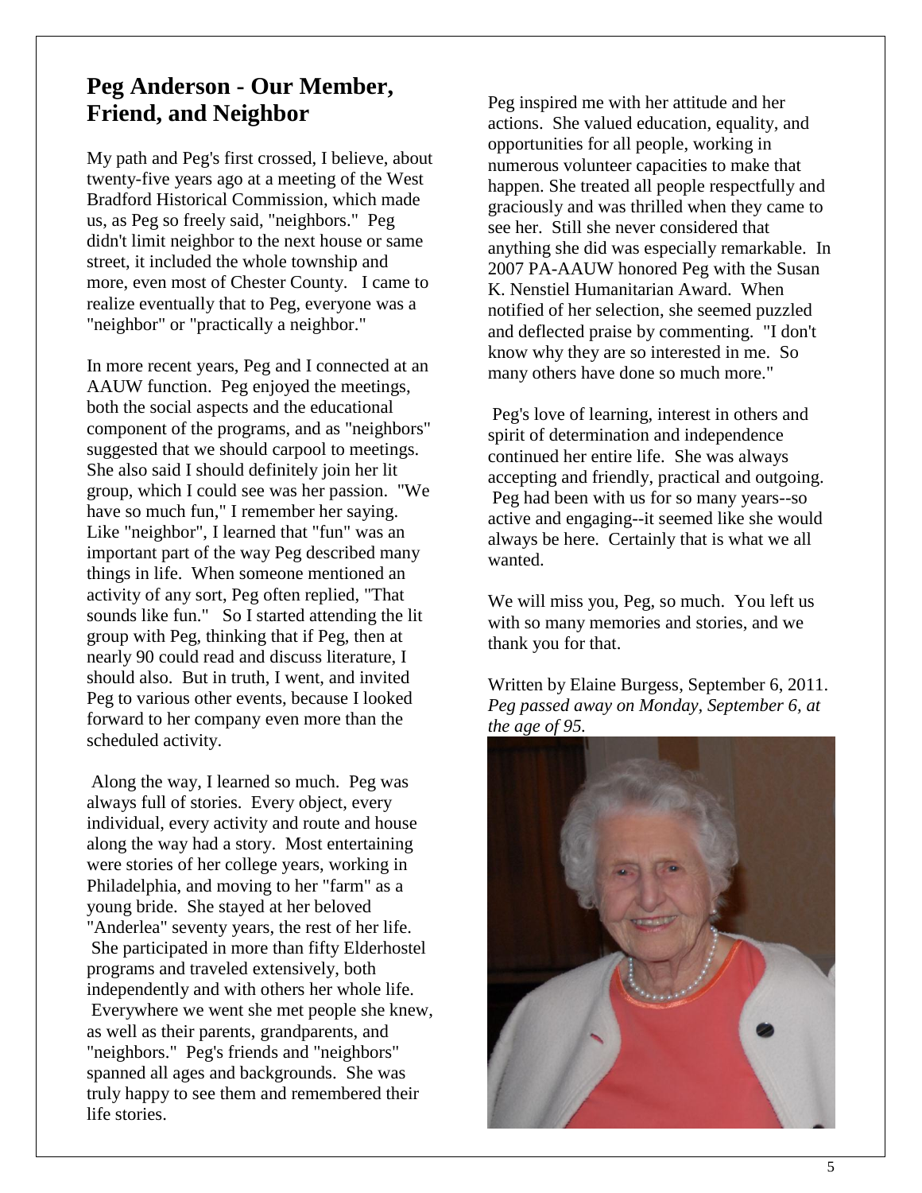## Peg Anderson - Our Member, Friend, and Neighbor

My path and Peg's first crossed, I believe, about twenty-five years ago at a meeting of the West Bradford Historical Commission, which made us, as Peg so freely said, "neighbors." Peg didn't limit neighbor to the next house or same street, it included the whole township and more, even most of Chester County. I came to realize eventually that to Peg, everyone was a "neighbor" or "practically a neighbor."

In more recent years, Peg and I connected at an AAUW function. Peg enjoyed the meetings, both the social aspects and the educational component of the programs, and as "neighbors" suggested that we should carpool to meetings. She also said I should definitely join her lit group, which I could see was her passion. "We have so much fun," I remember her saying. Like "neighbor", I learned that "fun" was an important part of the way Peg described many things in life. When someone mentioned an activity of any sort, Peg often replied, "That sounds like fun." So I started attending the lit group with Peg, thinking that if Peg, then at nearly 90 could read and discuss literature, I should also. But in truth, I went, and invited Peg to various other events, because I looked forward to her company even more than the scheduled activity.

Along the way, I learned so much. Peg was always full of stories. Every object, every individual, every activity and route and house along the way had a story. Most entertaining were stories of her college years, working in Philadelphia, and moving to her "farm" as a young bride. She stayed at her beloved "Anderlea" seventy years, the rest of her life. She participated in more than fifty Elderhostel programs and traveled extensively, both independently and with others her whole life. Everywhere we went she met people she knew, as well as their parents, grandparents, and "neighbors." Peg's friends and "neighbors" spanned all ages and backgrounds. She was truly happy to see them and remembered their life stories.

Peg inspired me with her attitude and her actions. She valued education, equality, and opportunities for all people, working in numerous volunteer capacities to make that happen. She treated all people respectfully and graciously and was thrilled when they came to see her. Still she never considered that anything she did was especially remarkable. In 2007 PA-AAUW honored Peg with the Susan K. Nenstiel Humanitarian Award. When notified of her selection, she seemed puzzled and deflected praise by commenting. "I don't know why they are so interested in me. So many others have done so much more."

Peg's love of learning, interest in others and spirit of determination and independence continued her entire life. She was always accepting and friendly, practical and outgoing. Peg had been with us for so many years--so active and engaging--it seemed like she would always be here. Certainly that is what we all wanted.

We will miss you, Peg, so much. You left us with so many memories and stories, and we thank you for that.

Written by Elaine Burgess, September 6, 2011.
*Peg passed away on Monday, September 6, at the age of 95.*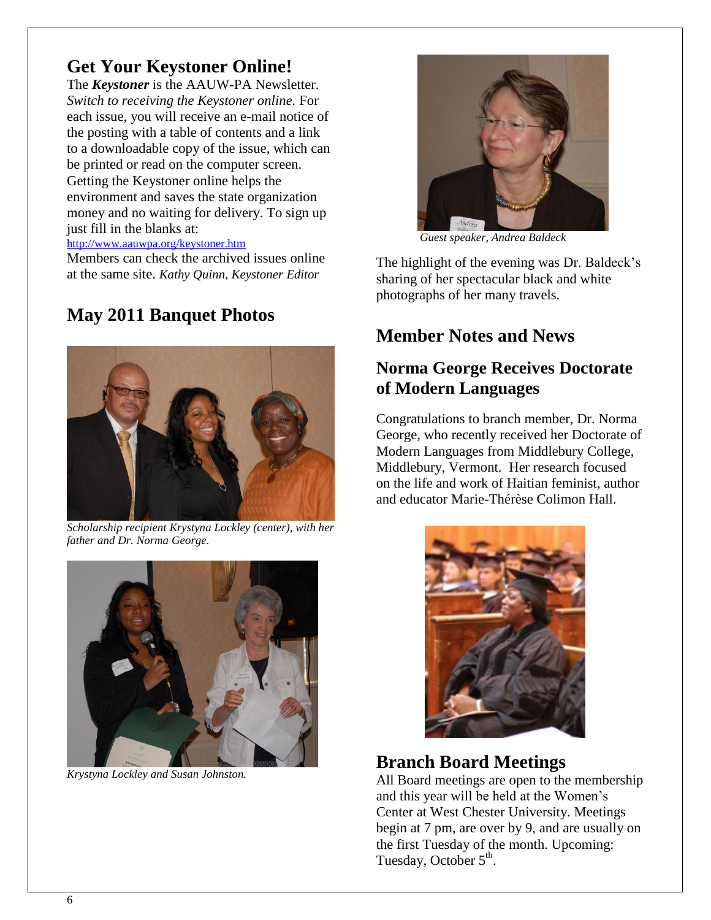## Get Your Keystoner Online!

The ***Keystoner*** is the AAUW-PA Newsletter. *Switch to receiving the Keystoner online.* For each issue, you will receive an e-mail notice of the posting with a table of contents and a link to a downloadable copy of the issue, which can be printed or read on the computer screen. Getting the Keystoner online helps the environment and saves the state organization money and no waiting for delivery. To sign up just fill in the blanks at:

http://www.aauwpa.org/keystoner.htm

Members can check the archived issues online at the same site. *Kathy Quinn, Keystoner Editor*

## May 2011 Banquet Photos

*Scholarship recipient Krystyna Lockley (center), with her father and Dr. Norma George.*

*Krystyna Lockley and Susan Johnston.*

*Guest speaker, Andrea Baldeck*

The highlight of the evening was Dr. Baldeck's sharing of her spectacular black and white photographs of her many travels.

## Member Notes and News

### Norma George Receives Doctorate of Modern Languages

Congratulations to branch member, Dr. Norma George, who recently received her Doctorate of Modern Languages from Middlebury College, Middlebury, Vermont. Her research focused on the life and work of Haitian feminist, author and educator Marie-Thérèse Colimon Hall.

## Branch Board Meetings

All Board meetings are open to the membership and this year will be held at the Women's Center at West Chester University. Meetings begin at 7 pm, are over by 9, and are usually on the first Tuesday of the month. Upcoming: Tuesday, October 5th.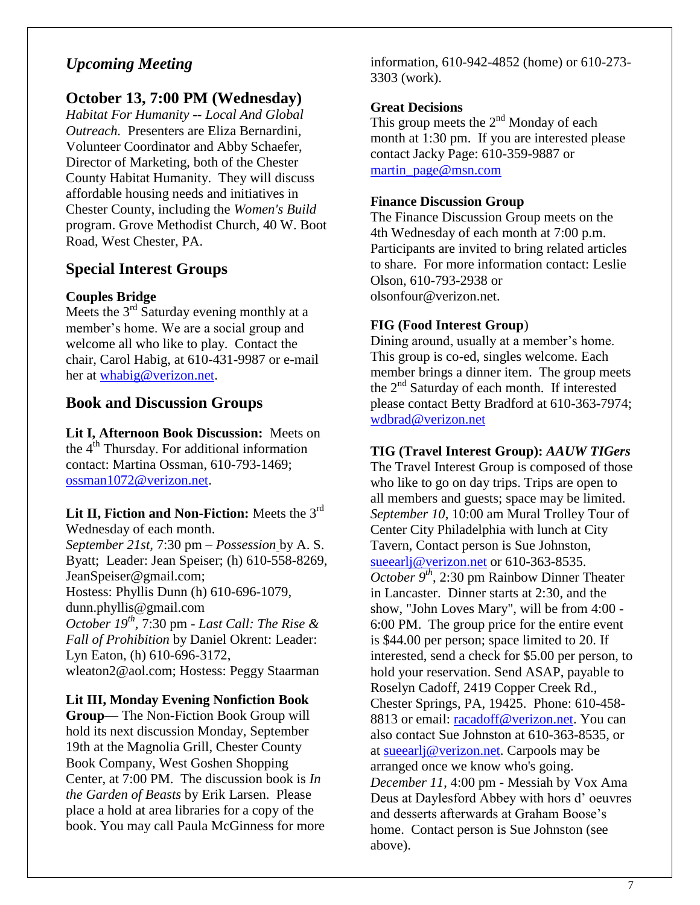## *Upcoming Meeting*

## October 13, 7:00 PM (Wednesday)

*Habitat For Humanity -- Local And Global Outreach.* Presenters are Eliza Bernardini, Volunteer Coordinator and Abby Schaefer, Director of Marketing, both of the Chester County Habitat Humanity. They will discuss affordable housing needs and initiatives in Chester County, including the *Women's Build* program. Grove Methodist Church, 40 W. Boot Road, West Chester, PA.

## Special Interest Groups

**Couples Bridge**

Meets the 3rd Saturday evening monthly at a member's home. We are a social group and welcome all who like to play. Contact the chair, Carol Habig, at 610-431-9987 or e-mail her at whabig@verizon.net.

## Book and Discussion Groups

**Lit I, Afternoon Book Discussion:** Meets on the 4th Thursday. For additional information contact: Martina Ossman, 610-793-1469; ossman1072@verizon.net.

**Lit II, Fiction and Non-Fiction:** Meets the 3rd Wednesday of each month.
*September 21st*, 7:30 pm – *Possession* by A. S. Byatt; Leader: Jean Speiser; (h) 610-558-8269, JeanSpeiser@gmail.com;
Hostess: Phyllis Dunn (h) 610-696-1079, dunn.phyllis@gmail.com
*October 19th*, 7:30 pm - *Last Call: The Rise & Fall of Prohibition* by Daniel Okrent: Leader: Lyn Eaton, (h) 610-696-3172, wleaton2@aol.com; Hostess: Peggy Staarman

**Lit III, Monday Evening Nonfiction Book Group**— The Non-Fiction Book Group will hold its next discussion Monday, September 19th at the Magnolia Grill, Chester County Book Company, West Goshen Shopping Center, at 7:00 PM. The discussion book is *In the Garden of Beasts* by Erik Larsen. Please place a hold at area libraries for a copy of the book. You may call Paula McGinness for more information, 610-942-4852 (home) or 610-273-3303 (work).

**Great Decisions**

This group meets the 2nd Monday of each month at 1:30 pm. If you are interested please contact Jacky Page: 610-359-9887 or martin_page@msn.com

**Finance Discussion Group**

The Finance Discussion Group meets on the 4th Wednesday of each month at 7:00 p.m. Participants are invited to bring related articles to share. For more information contact: Leslie Olson, 610-793-2938 or olsonfour@verizon.net.

**FIG (Food Interest Group)**

Dining around, usually at a member's home. This group is co-ed, singles welcome. Each member brings a dinner item. The group meets the 2nd Saturday of each month. If interested please contact Betty Bradford at 610-363-7974; wdbrad@verizon.net

**TIG (Travel Interest Group): *AAUW TIGers***

The Travel Interest Group is composed of those who like to go on day trips. Trips are open to all members and guests; space may be limited.
*September 10*, 10:00 am Mural Trolley Tour of Center City Philadelphia with lunch at City Tavern, Contact person is Sue Johnston, sueearlj@verizon.net or 610-363-8535.
*October 9th*, 2:30 pm Rainbow Dinner Theater in Lancaster. Dinner starts at 2:30, and the show, "John Loves Mary", will be from 4:00 - 6:00 PM. The group price for the entire event is $44.00 per person; space limited to 20. If interested, send a check for $5.00 per person, to hold your reservation. Send ASAP, payable to Roselyn Cadoff, 2419 Copper Creek Rd., Chester Springs, PA, 19425. Phone: 610-458-8813 or email: racadoff@verizon.net. You can also contact Sue Johnston at 610-363-8535, or at sueearlj@verizon.net. Carpools may be arranged once we know who's going.
*December 11*, 4:00 pm - Messiah by Vox Ama Deus at Daylesford Abbey with hors d' oeuvres and desserts afterwards at Graham Boose's home. Contact person is Sue Johnston (see above).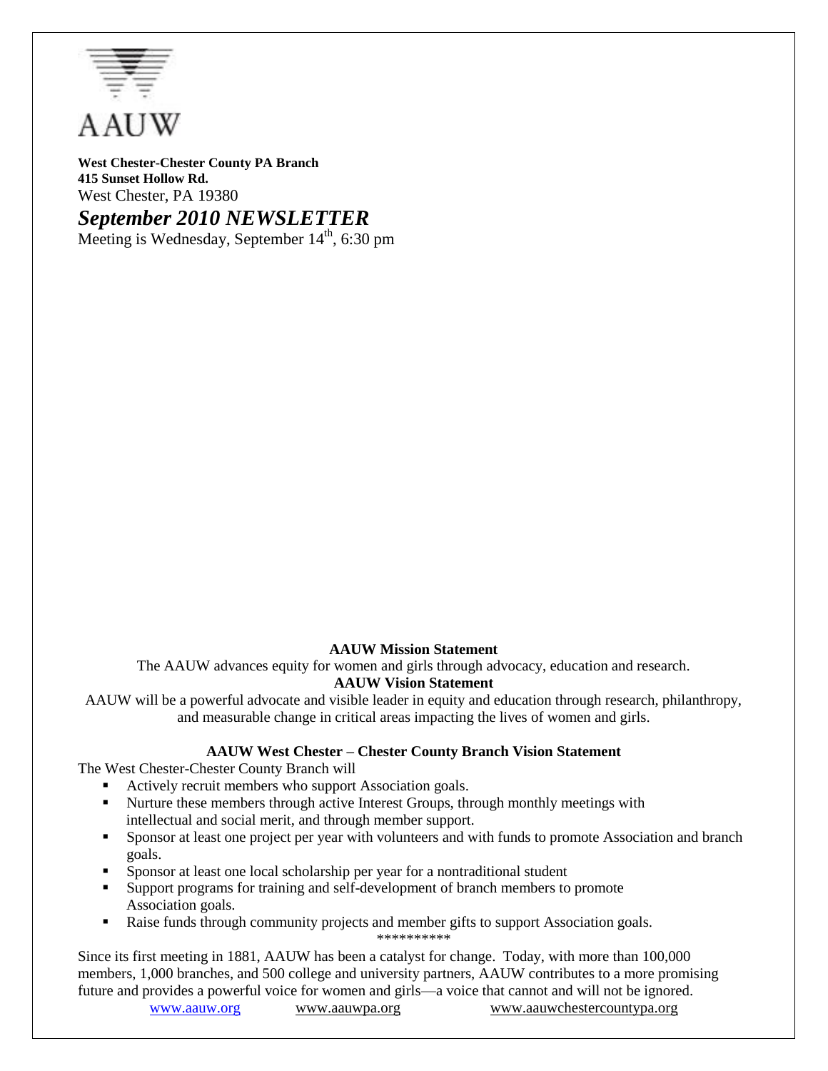AAUW

**West Chester-Chester County PA Branch**
**415 Sunset Hollow Rd.**
West Chester, PA 19380

## *September 2010 NEWSLETTER*

Meeting is Wednesday, September 14th, 6:30 pm

**AAUW Mission Statement**

The AAUW advances equity for women and girls through advocacy, education and research.

**AAUW Vision Statement**

AAUW will be a powerful advocate and visible leader in equity and education through research, philanthropy, and measurable change in critical areas impacting the lives of women and girls.

**AAUW West Chester – Chester County Branch Vision Statement**

The West Chester-Chester County Branch will

- Actively recruit members who support Association goals.
- Nurture these members through active Interest Groups, through monthly meetings with intellectual and social merit, and through member support.
- Sponsor at least one project per year with volunteers and with funds to promote Association and branch goals.
- Sponsor at least one local scholarship per year for a nontraditional student
- Support programs for training and self-development of branch members to promote Association goals.
- Raise funds through community projects and member gifts to support Association goals.

**********

Since its first meeting in 1881, AAUW has been a catalyst for change. Today, with more than 100,000 members, 1,000 branches, and 500 college and university partners, AAUW contributes to a more promising future and provides a powerful voice for women and girls—a voice that cannot and will not be ignored.

www.aauw.org www.aauwpa.org www.aauwchestercountypa.org